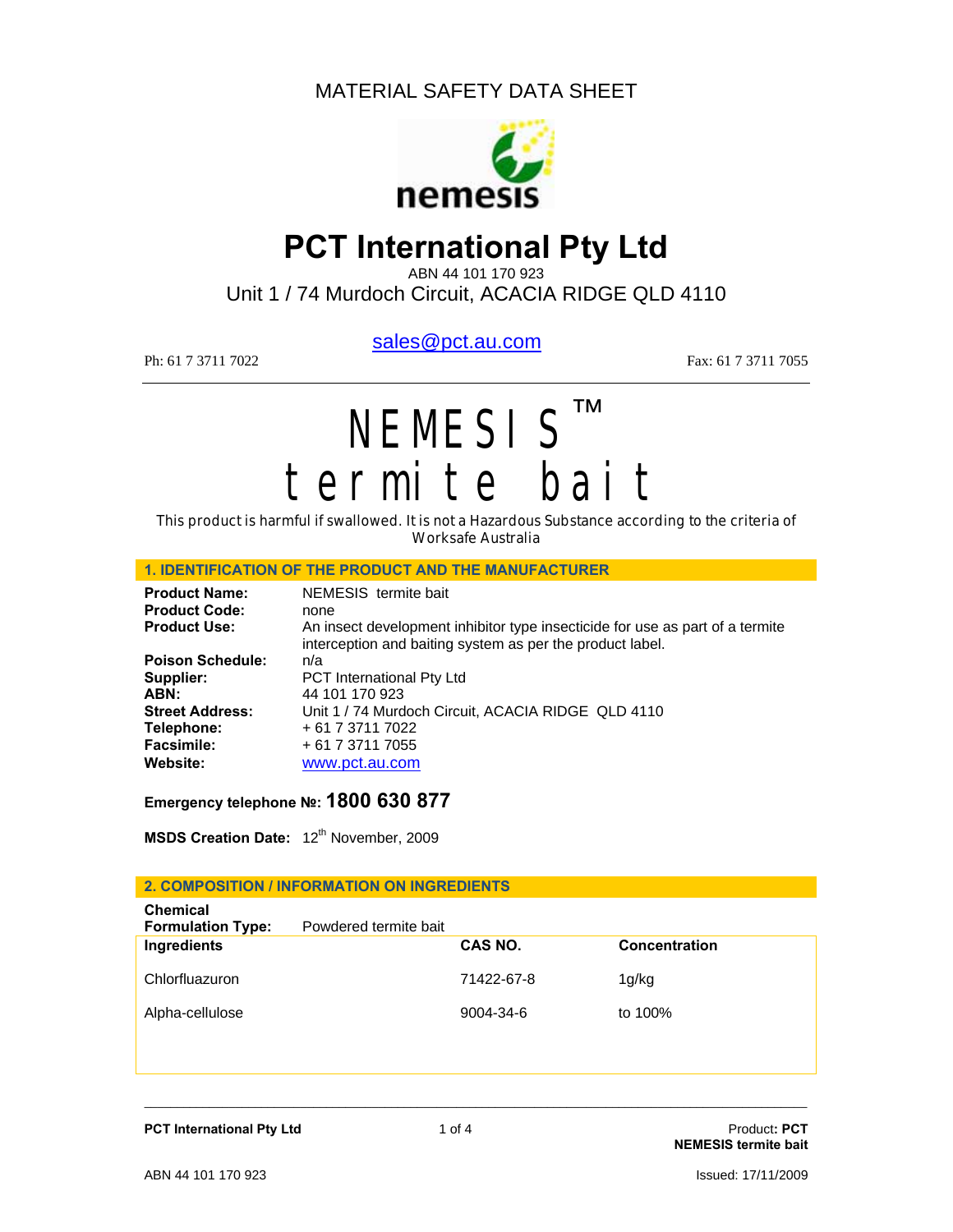MATERIAL SAFETY DATA SHEET

nemesis

# PCT International Pty Ltd

ABN 44 101 170 923

Unit 1 / 74 Murdoch Circuit, ACACIA RIDGE QLD 4110

sales@pct.au.com

Ph: 61 7 3711 7022 Fax: 61 7 3711 7055

# NEMESIS ™ termite bait

This product is harmful if swallowed. It is not a Hazardous Substance according to the criteria of Worksafe Australia

## 1. IDENTIFICATION OF THE PRODUCT AND THE MANUFACTURER

**Product Name:** NEMESIS termite bait
**Product Code:** none
**Product Use:** An insect development inhibitor type insecticide for use as part of a termite interception and baiting system as per the product label.
**Poison Schedule:** n/a
**Supplier:** PCT International Pty Ltd
**ABN:** 44 101 170 923
**Street Address:** Unit 1 / 74 Murdoch Circuit, ACACIA RIDGE QLD 4110
**Telephone:** + 61 7 3711 7022
**Facsimile:** + 61 7 3711 7055
**Website:** www.pct.au.com

**Emergency telephone №: 1800 630 877**

**MSDS Creation Date:** 12th November, 2009

## 2. COMPOSITION / INFORMATION ON INGREDIENTS

**Chemical Formulation Type:** Powdered termite bait

| Ingredients | CAS NO. | Concentration |
|---|---|---|
| Chlorfluazuron | 71422-67-8 | 1g/kg |
| Alpha-cellulose | 9004-34-6 | to 100% |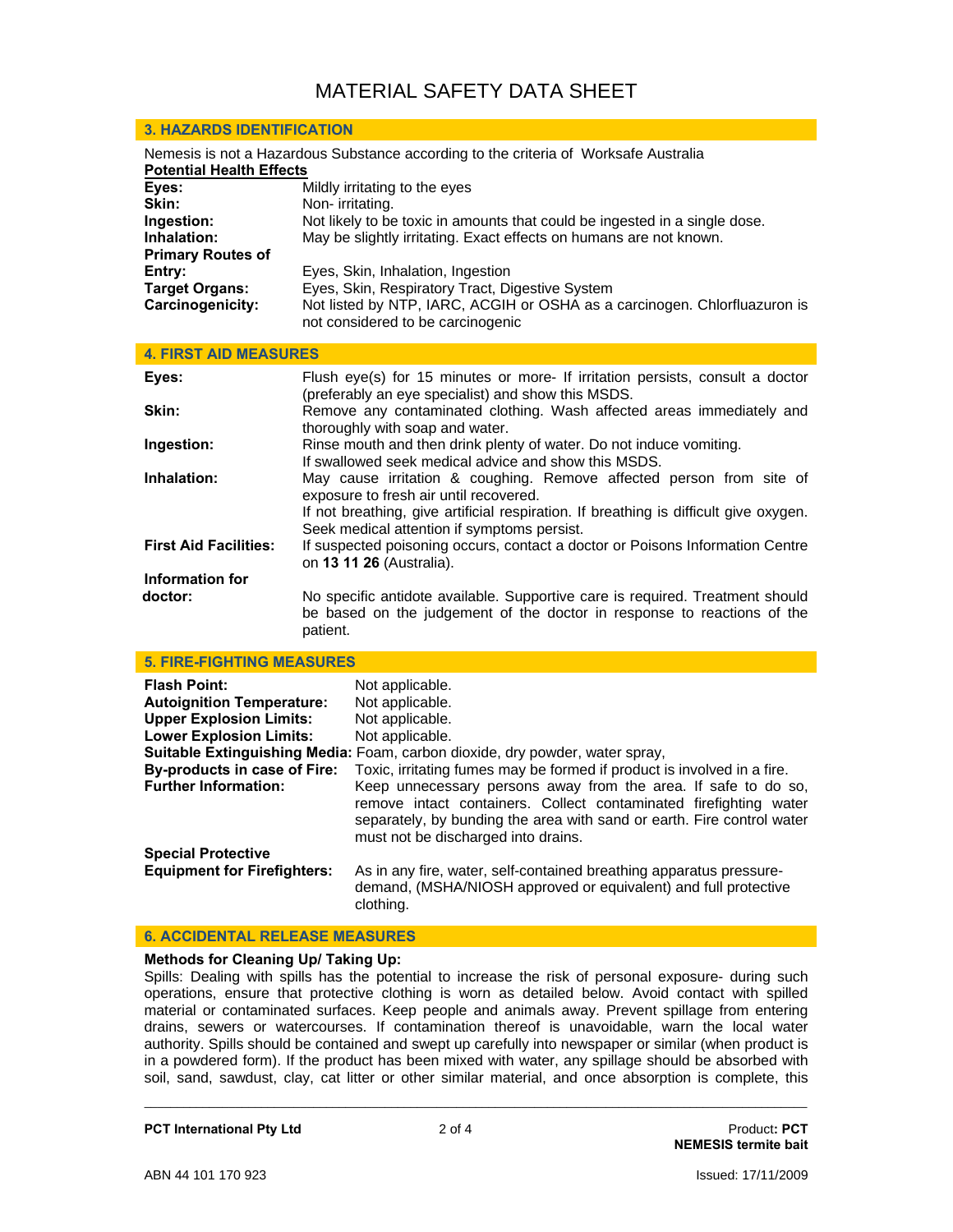# MATERIAL SAFETY DATA SHEET

## 3. HAZARDS IDENTIFICATION

Nemesis is not a Hazardous Substance according to the criteria of Worksafe Australia

**Potential Health Effects**

**Eyes:** Mildly irritating to the eyes

**Skin:** Non- irritating.

**Ingestion:** Not likely to be toxic in amounts that could be ingested in a single dose.

**Inhalation:** May be slightly irritating. Exact effects on humans are not known.

**Primary Routes of Entry:** Eyes, Skin, Inhalation, Ingestion

**Target Organs:** Eyes, Skin, Respiratory Tract, Digestive System

**Carcinogenicity:** Not listed by NTP, IARC, ACGIH or OSHA as a carcinogen. Chlorfluazuron is not considered to be carcinogenic

## 4. FIRST AID MEASURES

**Eyes:** Flush eye(s) for 15 minutes or more- If irritation persists, consult a doctor (preferably an eye specialist) and show this MSDS.

**Skin:** Remove any contaminated clothing. Wash affected areas immediately and thoroughly with soap and water.

**Ingestion:** Rinse mouth and then drink plenty of water. Do not induce vomiting. If swallowed seek medical advice and show this MSDS.

**Inhalation:** May cause irritation & coughing. Remove affected person from site of exposure to fresh air until recovered.
If not breathing, give artificial respiration. If breathing is difficult give oxygen. Seek medical attention if symptoms persist.

**First Aid Facilities:** If suspected poisoning occurs, contact a doctor or Poisons Information Centre on **13 11 26** (Australia).

**Information for doctor:** No specific antidote available. Supportive care is required. Treatment should be based on the judgement of the doctor in response to reactions of the patient.

## 5. FIRE-FIGHTING MEASURES

**Flash Point:** Not applicable.

**Autoignition Temperature:** Not applicable.

**Upper Explosion Limits:** Not applicable.

**Lower Explosion Limits:** Not applicable.

**Suitable Extinguishing Media:** Foam, carbon dioxide, dry powder, water spray,

**By-products in case of Fire:** Toxic, irritating fumes may be formed if product is involved in a fire.

**Further Information:** Keep unnecessary persons away from the area. If safe to do so, remove intact containers. Collect contaminated firefighting water separately, by bunding the area with sand or earth. Fire control water must not be discharged into drains.

**Special Protective Equipment for Firefighters:** As in any fire, water, self-contained breathing apparatus pressure-demand, (MSHA/NIOSH approved or equivalent) and full protective clothing.

## 6. ACCIDENTAL RELEASE MEASURES

**Methods for Cleaning Up/ Taking Up:**

Spills: Dealing with spills has the potential to increase the risk of personal exposure- during such operations, ensure that protective clothing is worn as detailed below. Avoid contact with spilled material or contaminated surfaces. Keep people and animals away. Prevent spillage from entering drains, sewers or watercourses. If contamination thereof is unavoidable, warn the local water authority. Spills should be contained and swept up carefully into newspaper or similar (when product is in a powdered form). If the product has been mixed with water, any spillage should be absorbed with soil, sand, sawdust, clay, cat litter or other similar material, and once absorption is complete, this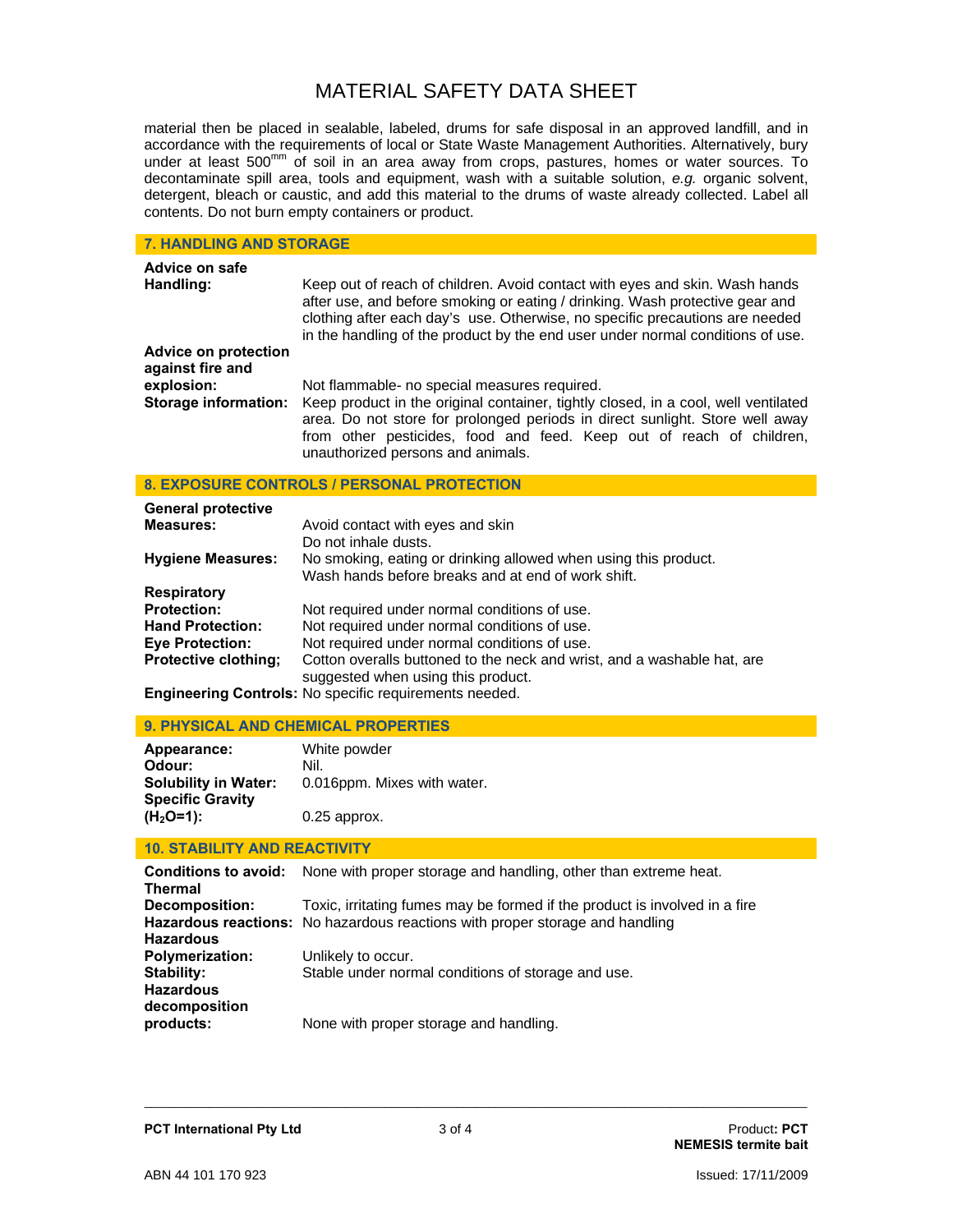material then be placed in sealable, labeled, drums for safe disposal in an approved landfill, and in accordance with the requirements of local or State Waste Management Authorities. Alternatively, bury under at least 500$^{mm}$ of soil in an area away from crops, pastures, homes or water sources. To decontaminate spill area, tools and equipment, wash with a suitable solution, *e.g.* organic solvent, detergent, bleach or caustic, and add this material to the drums of waste already collected. Label all contents. Do not burn empty containers or product.

## 7. HANDLING AND STORAGE

**Advice on safe Handling:** Keep out of reach of children. Avoid contact with eyes and skin. Wash hands after use, and before smoking or eating / drinking. Wash protective gear and clothing after each day's use. Otherwise, no specific precautions are needed in the handling of the product by the end user under normal conditions of use.

**Advice on protection against fire and explosion:** Not flammable- no special measures required.

**Storage information:** Keep product in the original container, tightly closed, in a cool, well ventilated area. Do not store for prolonged periods in direct sunlight. Store well away from other pesticides, food and feed. Keep out of reach of children, unauthorized persons and animals.

## 8. EXPOSURE CONTROLS / PERSONAL PROTECTION

**General protective Measures:** Avoid contact with eyes and skin
Do not inhale dusts.

**Hygiene Measures:** No smoking, eating or drinking allowed when using this product.
Wash hands before breaks and at end of work shift.

**Respiratory Protection:** Not required under normal conditions of use.

**Hand Protection:** Not required under normal conditions of use.

**Eye Protection:** Not required under normal conditions of use.

**Protective clothing;** Cotton overalls buttoned to the neck and wrist, and a washable hat, are suggested when using this product.

**Engineering Controls:** No specific requirements needed.

## 9. PHYSICAL AND CHEMICAL PROPERTIES

**Appearance:** White powder

**Odour:** Nil.

**Solubility in Water:** 0.016ppm. Mixes with water.

**Specific Gravity ($H_2O$=1):** 0.25 approx.

## 10. STABILITY AND REACTIVITY

**Conditions to avoid:** None with proper storage and handling, other than extreme heat.

**Thermal Decomposition:** Toxic, irritating fumes may be formed if the product is involved in a fire

**Hazardous reactions:** No hazardous reactions with proper storage and handling

**Hazardous Polymerization:** Unlikely to occur.

**Stability:** Stable under normal conditions of storage and use.

**Hazardous decomposition products:** None with proper storage and handling.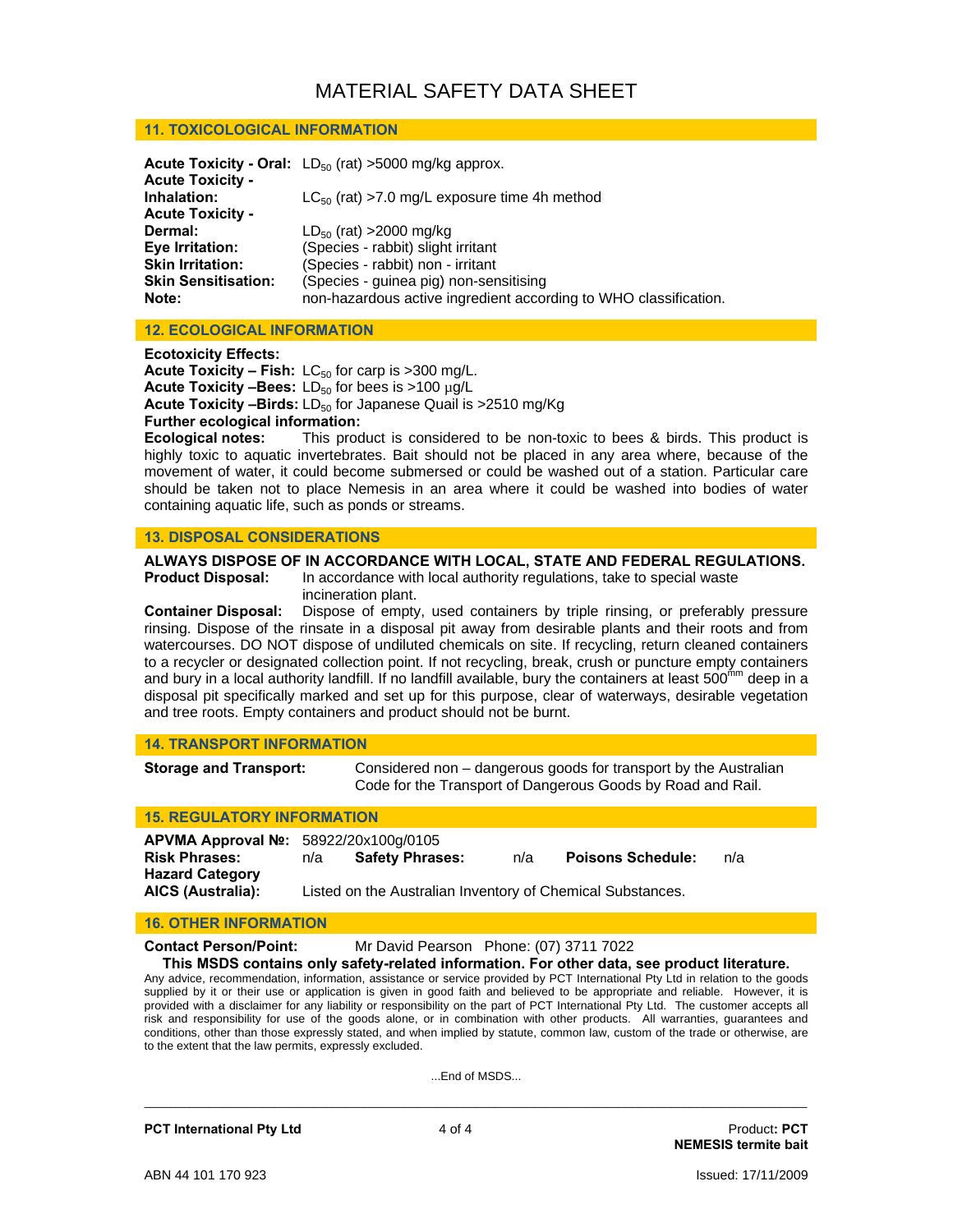# MATERIAL SAFETY DATA SHEET

## 11. TOXICOLOGICAL INFORMATION

**Acute Toxicity - Oral:** $LD_{50}$ (rat) >5000 mg/kg approx.
**Acute Toxicity - Inhalation:** $LC_{50}$ (rat) >7.0 mg/L exposure time 4h method
**Acute Toxicity - Dermal:** $LD_{50}$ (rat) >2000 mg/kg
**Eye Irritation:** (Species - rabbit) slight irritant
**Skin Irritation:** (Species - rabbit) non - irritant
**Skin Sensitisation:** (Species - guinea pig) non-sensitising
**Note:** non-hazardous active ingredient according to WHO classification.

## 12. ECOLOGICAL INFORMATION

**Ecotoxicity Effects:**
**Acute Toxicity – Fish:** $LC_{50}$ for carp is >300 mg/L.
**Acute Toxicity –Bees:** $LD_{50}$ for bees is >100 µg/L
**Acute Toxicity –Birds:** $LD_{50}$ for Japanese Quail is >2510 mg/Kg
**Further ecological information:**
**Ecological notes:** This product is considered to be non-toxic to bees & birds. This product is highly toxic to aquatic invertebrates. Bait should not be placed in any area where, because of the movement of water, it could become submersed or could be washed out of a station. Particular care should be taken not to place Nemesis in an area where it could be washed into bodies of water containing aquatic life, such as ponds or streams.

## 13. DISPOSAL CONSIDERATIONS

**ALWAYS DISPOSE OF IN ACCORDANCE WITH LOCAL, STATE AND FEDERAL REGULATIONS.**
**Product Disposal:** In accordance with local authority regulations, take to special waste incineration plant.
**Container Disposal:** Dispose of empty, used containers by triple rinsing, or preferably pressure rinsing. Dispose of the rinsate in a disposal pit away from desirable plants and their roots and from watercourses. DO NOT dispose of undiluted chemicals on site. If recycling, return cleaned containers to a recycler or designated collection point. If not recycling, break, crush or puncture empty containers and bury in a local authority landfill. If no landfill available, bury the containers at least 500mm deep in a disposal pit specifically marked and set up for this purpose, clear of waterways, desirable vegetation and tree roots. Empty containers and product should not be burnt.

## 14. TRANSPORT INFORMATION

**Storage and Transport:** Considered non – dangerous goods for transport by the Australian Code for the Transport of Dangerous Goods by Road and Rail.

## 15. REGULATORY INFORMATION

**APVMA Approval №:** 58922/20x100g/0105
**Risk Phrases:** n/a **Safety Phrases:** n/a **Poisons Schedule:** n/a
**Hazard Category**
**AICS (Australia):** Listed on the Australian Inventory of Chemical Substances.

## 16. OTHER INFORMATION

**Contact Person/Point:** Mr David Pearson Phone: (07) 3711 7022

**This MSDS contains only safety-related information. For other data, see product literature.**

Any advice, recommendation, information, assistance or service provided by PCT International Pty Ltd in relation to the goods supplied by it or their use or application is given in good faith and believed to be appropriate and reliable. However, it is provided with a disclaimer for any liability or responsibility on the part of PCT International Pty Ltd. The customer accepts all risk and responsibility for use of the goods alone, or in combination with other products. All warranties, guarantees and conditions, other than those expressly stated, and when implied by statute, common law, custom of the trade or otherwise, are to the extent that the law permits, expressly excluded.

...End of MSDS...